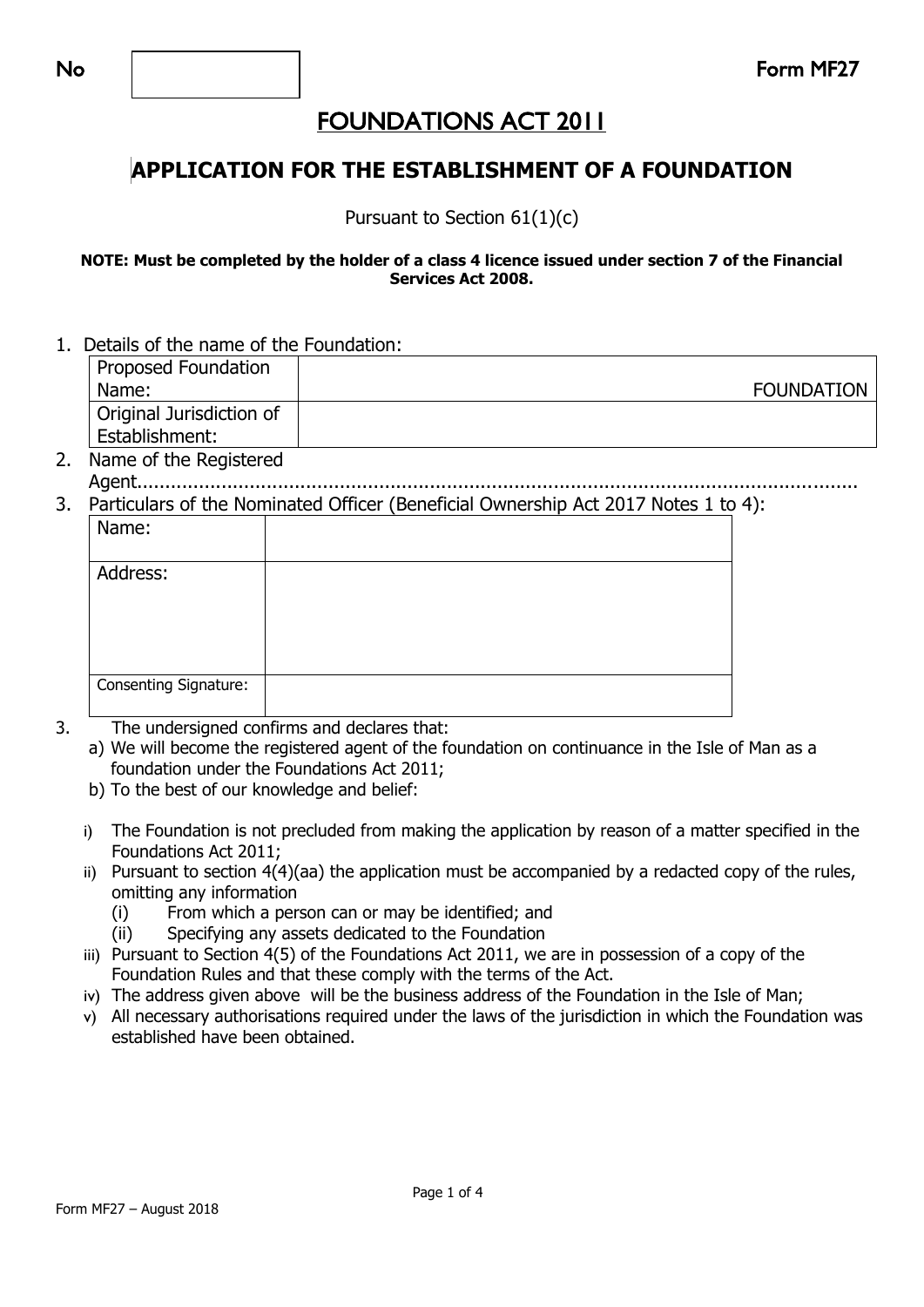No | | Form MF27

# FOUNDATIONS ACT 2011

## APPLICATION FOR THE ESTABLISHMENT OF A FOUNDATION

Pursuant to Section 61(1)(c)

**NOTE: Must be completed by the holder of a class 4 licence issued under section 7 of the Financial Services Act 2008.**

1. Details of the name of the Foundation:

| | |
|---|---|
| Proposed Foundation Name: | FOUNDATION |
| Original Jurisdiction of Establishment: | |

2. Name of the Registered Agent.......................................................................................................................

3. Particulars of the Nominated Officer (Beneficial Ownership Act 2017 Notes 1 to 4):

| | |
|---|---|
| Name: | |
| Address: | |
| Consenting Signature: | |

3. The undersigned confirms and declares that:
   a) We will become the registered agent of the foundation on continuance in the Isle of Man as a foundation under the Foundations Act 2011;
   b) To the best of our knowledge and belief:

   i) The Foundation is not precluded from making the application by reason of a matter specified in the Foundations Act 2011;
   ii) Pursuant to section 4(4)(aa) the application must be accompanied by a redacted copy of the rules, omitting any information
      (i) From which a person can or may be identified; and
      (ii) Specifying any assets dedicated to the Foundation
   iii) Pursuant to Section 4(5) of the Foundations Act 2011, we are in possession of a copy of the Foundation Rules and that these comply with the terms of the Act.
   iv) The address given above will be the business address of the Foundation in the Isle of Man;
   v) All necessary authorisations required under the laws of the jurisdiction in which the Foundation was established have been obtained.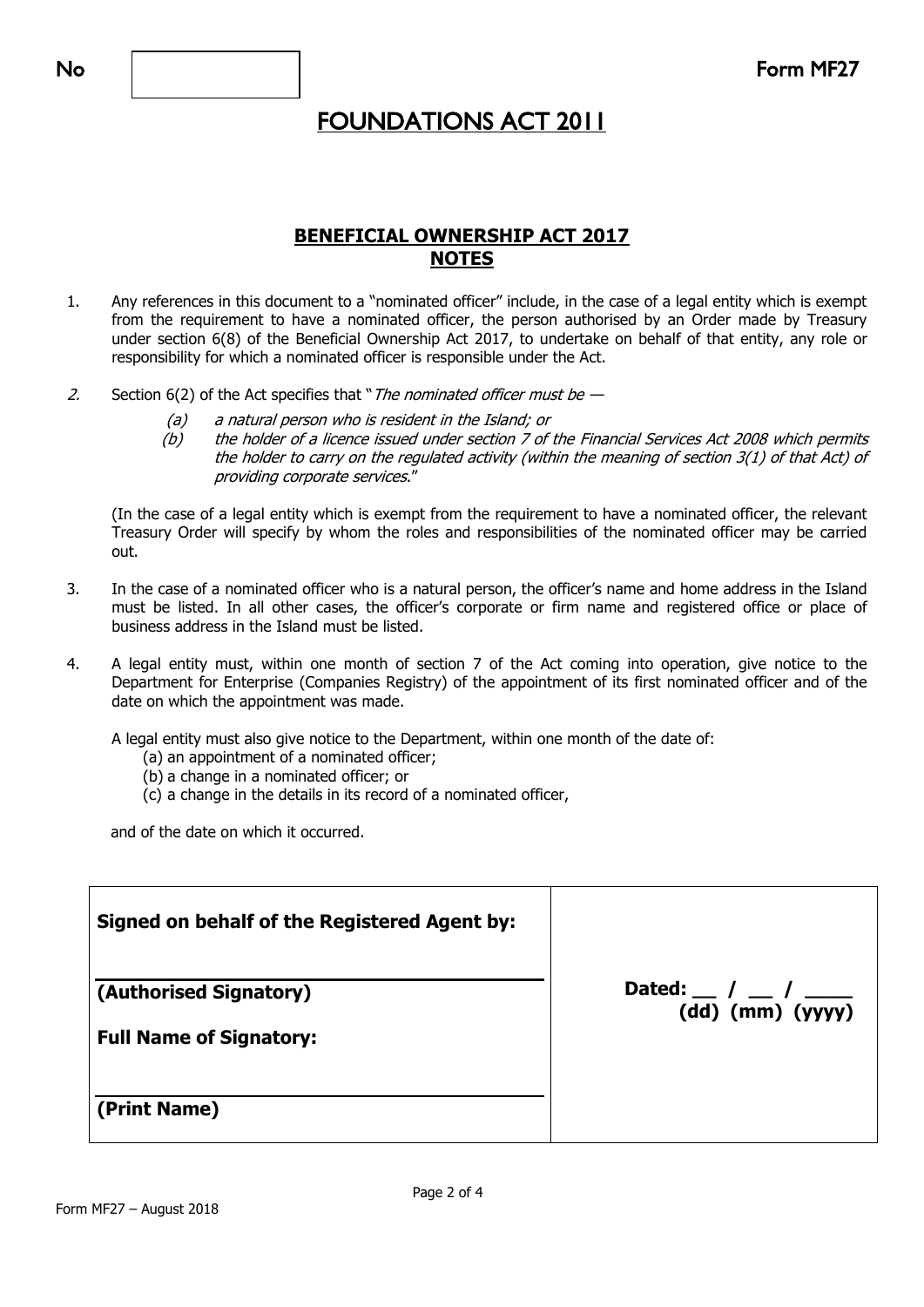No | | Form MF27

# FOUNDATIONS ACT 2011

## BENEFICIAL OWNERSHIP ACT 2017
## NOTES

1. Any references in this document to a "nominated officer" include, in the case of a legal entity which is exempt from the requirement to have a nominated officer, the person authorised by an Order made by Treasury under section 6(8) of the Beneficial Ownership Act 2017, to undertake on behalf of that entity, any role or responsibility for which a nominated officer is responsible under the Act.

2. Section 6(2) of the Act specifies that "*The nominated officer must be —*
   *(a) a natural person who is resident in the Island; or*
   *(b) the holder of a licence issued under section 7 of the Financial Services Act 2008 which permits the holder to carry on the regulated activity (within the meaning of section 3(1) of that Act) of providing corporate services*."

   (In the case of a legal entity which is exempt from the requirement to have a nominated officer, the relevant Treasury Order will specify by whom the roles and responsibilities of the nominated officer may be carried out.

3. In the case of a nominated officer who is a natural person, the officer's name and home address in the Island must be listed. In all other cases, the officer's corporate or firm name and registered office or place of business address in the Island must be listed.

4. A legal entity must, within one month of section 7 of the Act coming into operation, give notice to the Department for Enterprise (Companies Registry) of the appointment of its first nominated officer and of the date on which the appointment was made.

   A legal entity must also give notice to the Department, within one month of the date of:
   (a) an appointment of a nominated officer;
   (b) a change in a nominated officer; or
   (c) a change in the details in its record of a nominated officer,

   and of the date on which it occurred.

| **Signed on behalf of the Registered Agent by:** | |
|---|---|
| **(Authorised Signatory)** | **Dated: __ / __ / ____** **(dd) (mm) (yyyy)** |
| **Full Name of Signatory:** | |
| **(Print Name)** | |

Form MF27 – August 2018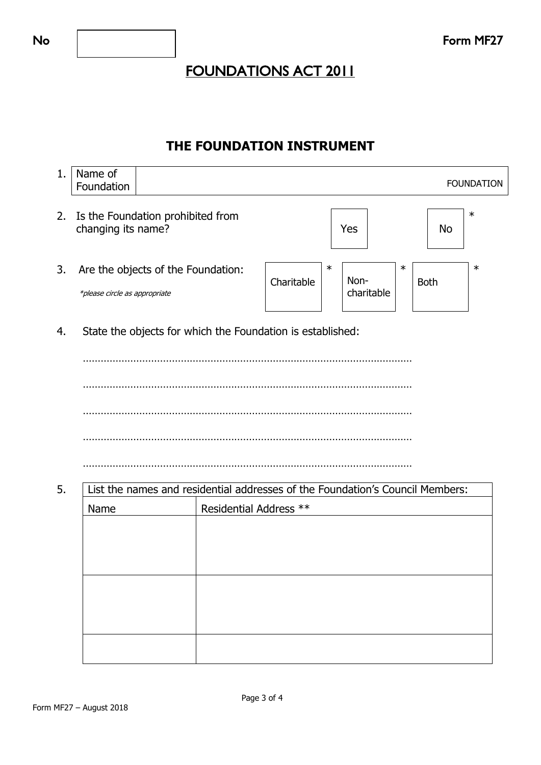No | | Form MF27

# FOUNDATIONS ACT 2011

## THE FOUNDATION INSTRUMENT

1. Name of Foundation .................................................................................................. FOUNDATION

2. Is the Foundation prohibited from changing its name? Yes / No *

3. Are the objects of the Foundation: Charitable * / Non-charitable * / Both *

   *\*please circle as appropriate*

4. State the objects for which the Foundation is established:

   .............................................................................................................

   .............................................................................................................

   .............................................................................................................

   .............................................................................................................

   .............................................................................................................

5. List the names and residential addresses of the Foundation's Council Members:

| Name | Residential Address ** |
|---|---|
| | |
| | |
| | |

Form MF27 – August 2018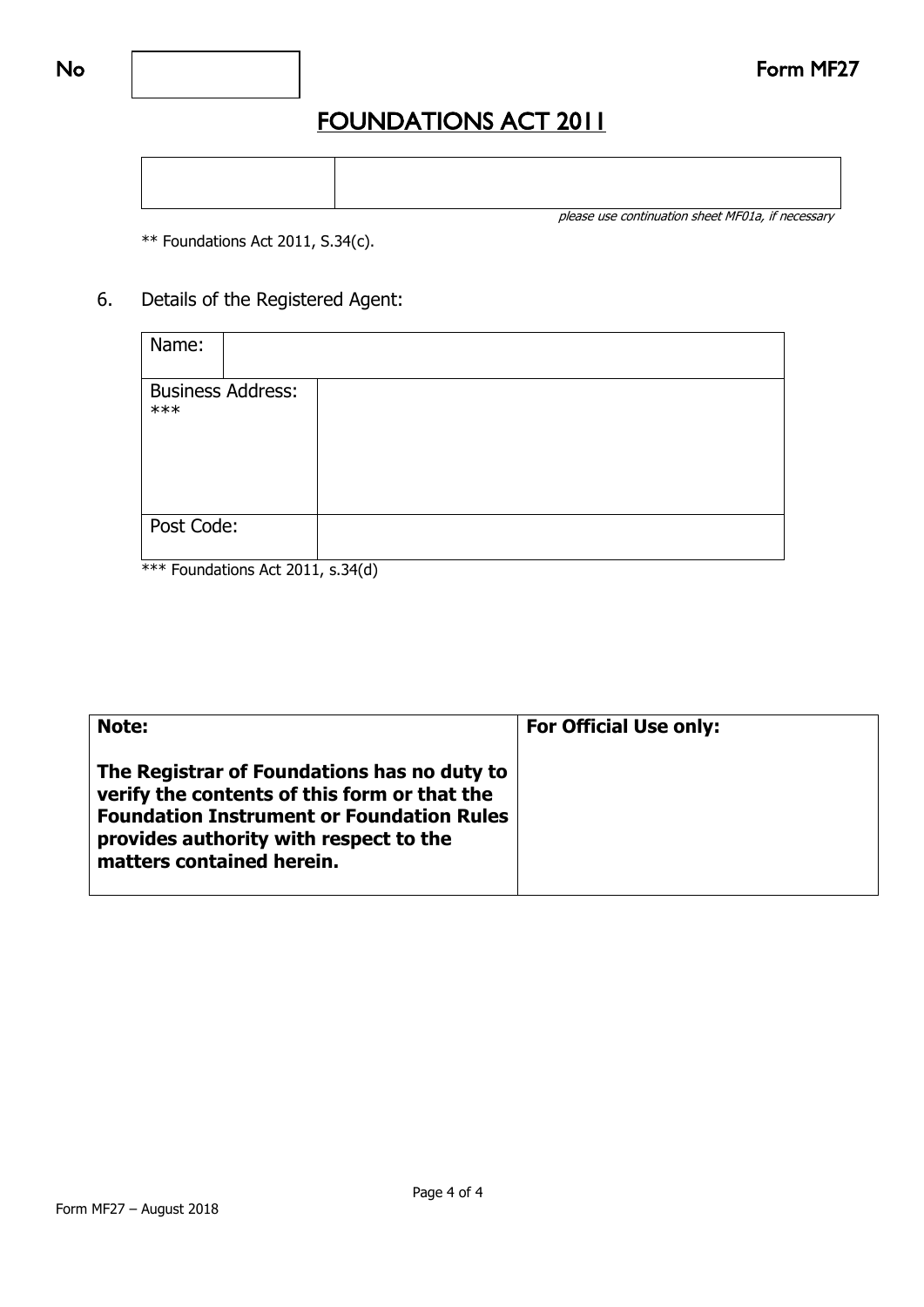No | | Form MF27

# FOUNDATIONS ACT 2011

| | |
|---|---|
| | |

*please use continuation sheet MF01a, if necessary*

** Foundations Act 2011, S.34(c).

6. Details of the Registered Agent:

| | |
|---|---|
| Name: | |
| Business Address: *** | |
| Post Code: | |

*** Foundations Act 2011, s.34(d)

| | |
|---|---|
| **Note:** **The Registrar of Foundations has no duty to verify the contents of this form or that the Foundation Instrument or Foundation Rules provides authority with respect to the matters contained herein.** | **For Official Use only:** |

Form MF27 – August 2018